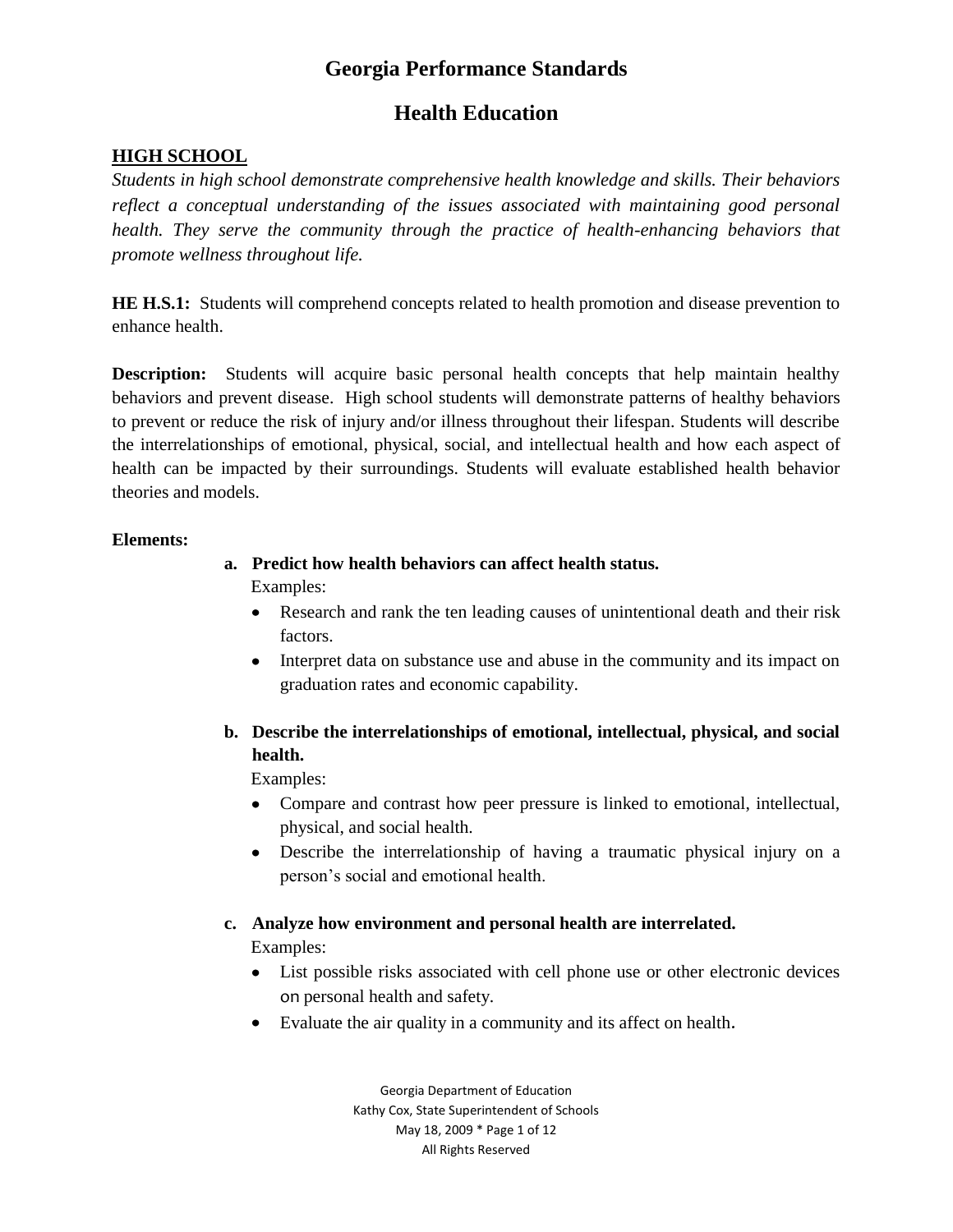# Georgia Performance Standards

## Health Education

**HIGH SCHOOL**

*Students in high school demonstrate comprehensive health knowledge and skills. Their behaviors reflect a conceptual understanding of the issues associated with maintaining good personal health. They serve the community through the practice of health-enhancing behaviors that promote wellness throughout life.*

**HE H.S.1:** Students will comprehend concepts related to health promotion and disease prevention to enhance health.

**Description:** Students will acquire basic personal health concepts that help maintain healthy behaviors and prevent disease. High school students will demonstrate patterns of healthy behaviors to prevent or reduce the risk of injury and/or illness throughout their lifespan. Students will describe the interrelationships of emotional, physical, social, and intellectual health and how each aspect of health can be impacted by their surroundings. Students will evaluate established health behavior theories and models.

**Elements:**

a. **Predict how health behaviors can affect health status.**
   Examples:
   - Research and rank the ten leading causes of unintentional death and their risk factors.
   - Interpret data on substance use and abuse in the community and its impact on graduation rates and economic capability.

b. **Describe the interrelationships of emotional, intellectual, physical, and social health.**
   Examples:
   - Compare and contrast how peer pressure is linked to emotional, intellectual, physical, and social health.
   - Describe the interrelationship of having a traumatic physical injury on a person's social and emotional health.

c. **Analyze how environment and personal health are interrelated.**
   Examples:
   - List possible risks associated with cell phone use or other electronic devices on personal health and safety.
   - Evaluate the air quality in a community and its affect on health.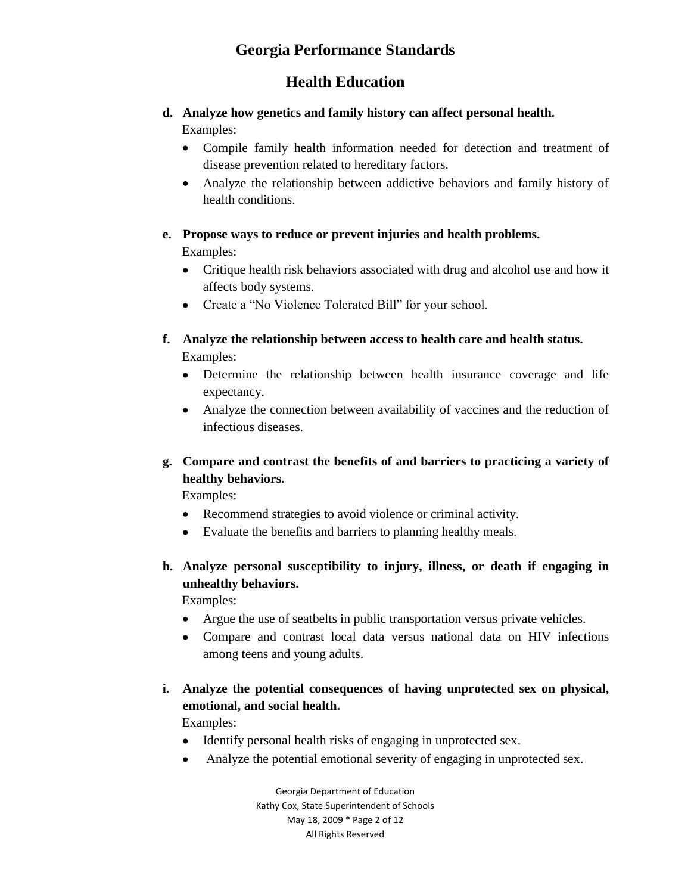**d. Analyze how genetics and family history can affect personal health.**

Examples:

- Compile family health information needed for detection and treatment of disease prevention related to hereditary factors.
- Analyze the relationship between addictive behaviors and family history of health conditions.

**e. Propose ways to reduce or prevent injuries and health problems.**

Examples:

- Critique health risk behaviors associated with drug and alcohol use and how it affects body systems.
- Create a "No Violence Tolerated Bill" for your school.

**f. Analyze the relationship between access to health care and health status.**

Examples:

- Determine the relationship between health insurance coverage and life expectancy.
- Analyze the connection between availability of vaccines and the reduction of infectious diseases.

**g. Compare and contrast the benefits of and barriers to practicing a variety of healthy behaviors.**

Examples:

- Recommend strategies to avoid violence or criminal activity.
- Evaluate the benefits and barriers to planning healthy meals.

**h. Analyze personal susceptibility to injury, illness, or death if engaging in unhealthy behaviors.**

Examples:

- Argue the use of seatbelts in public transportation versus private vehicles.
- Compare and contrast local data versus national data on HIV infections among teens and young adults.

**i. Analyze the potential consequences of having unprotected sex on physical, emotional, and social health.**

Examples:

- Identify personal health risks of engaging in unprotected sex.
- Analyze the potential emotional severity of engaging in unprotected sex.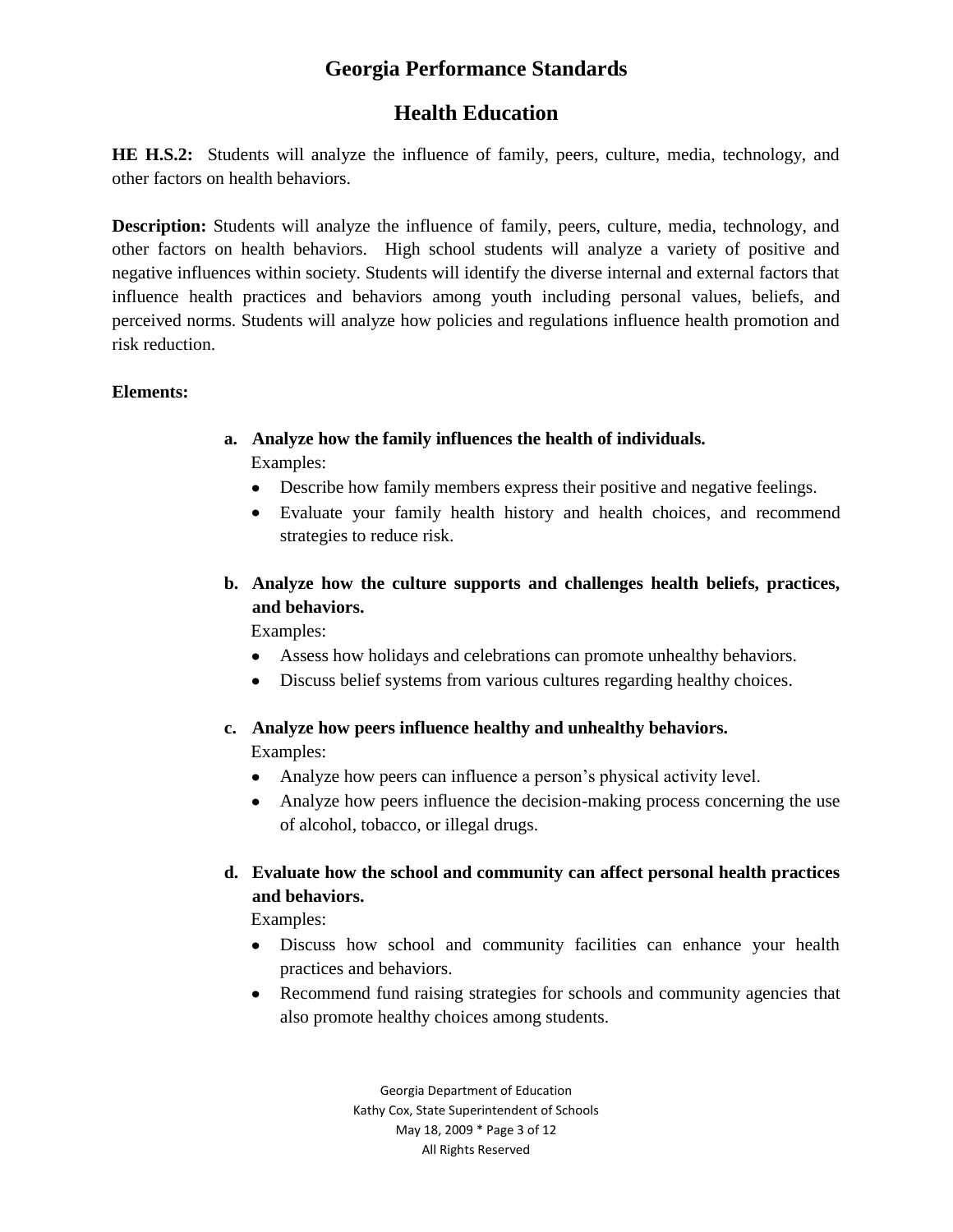# Georgia Performance Standards

## Health Education

**HE H.S.2:** Students will analyze the influence of family, peers, culture, media, technology, and other factors on health behaviors.

**Description:** Students will analyze the influence of family, peers, culture, media, technology, and other factors on health behaviors. High school students will analyze a variety of positive and negative influences within society. Students will identify the diverse internal and external factors that influence health practices and behaviors among youth including personal values, beliefs, and perceived norms. Students will analyze how policies and regulations influence health promotion and risk reduction.

**Elements:**

**a. Analyze how the family influences the health of individuals.**

Examples:

- Describe how family members express their positive and negative feelings.
- Evaluate your family health history and health choices, and recommend strategies to reduce risk.

**b. Analyze how the culture supports and challenges health beliefs, practices, and behaviors.**

Examples:

- Assess how holidays and celebrations can promote unhealthy behaviors.
- Discuss belief systems from various cultures regarding healthy choices.

**c. Analyze how peers influence healthy and unhealthy behaviors.**

Examples:

- Analyze how peers can influence a person's physical activity level.
- Analyze how peers influence the decision-making process concerning the use of alcohol, tobacco, or illegal drugs.

**d. Evaluate how the school and community can affect personal health practices and behaviors.**

Examples:

- Discuss how school and community facilities can enhance your health practices and behaviors.
- Recommend fund raising strategies for schools and community agencies that also promote healthy choices among students.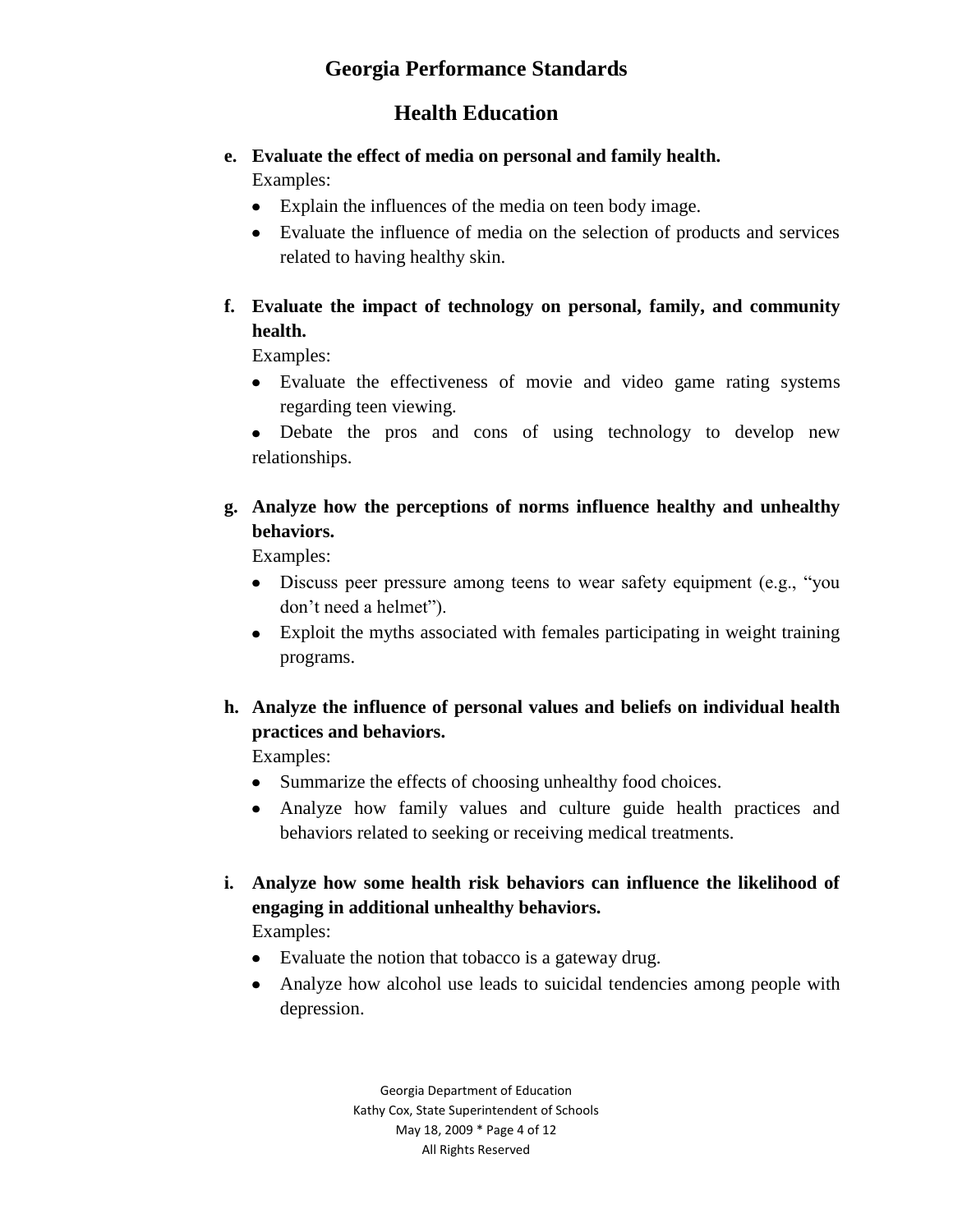# Georgia Performance Standards

## Health Education

**e. Evaluate the effect of media on personal and family health.**

Examples:

- Explain the influences of the media on teen body image.
- Evaluate the influence of media on the selection of products and services related to having healthy skin.

**f. Evaluate the impact of technology on personal, family, and community health.**

Examples:

- Evaluate the effectiveness of movie and video game rating systems regarding teen viewing.
- Debate the pros and cons of using technology to develop new relationships.

**g. Analyze how the perceptions of norms influence healthy and unhealthy behaviors.**

Examples:

- Discuss peer pressure among teens to wear safety equipment (e.g., "you don't need a helmet").
- Exploit the myths associated with females participating in weight training programs.

**h. Analyze the influence of personal values and beliefs on individual health practices and behaviors.**

Examples:

- Summarize the effects of choosing unhealthy food choices.
- Analyze how family values and culture guide health practices and behaviors related to seeking or receiving medical treatments.

**i. Analyze how some health risk behaviors can influence the likelihood of engaging in additional unhealthy behaviors.**

Examples:

- Evaluate the notion that tobacco is a gateway drug.
- Analyze how alcohol use leads to suicidal tendencies among people with depression.

Georgia Department of Education
Kathy Cox, State Superintendent of Schools
May 18, 2009
All Rights Reserved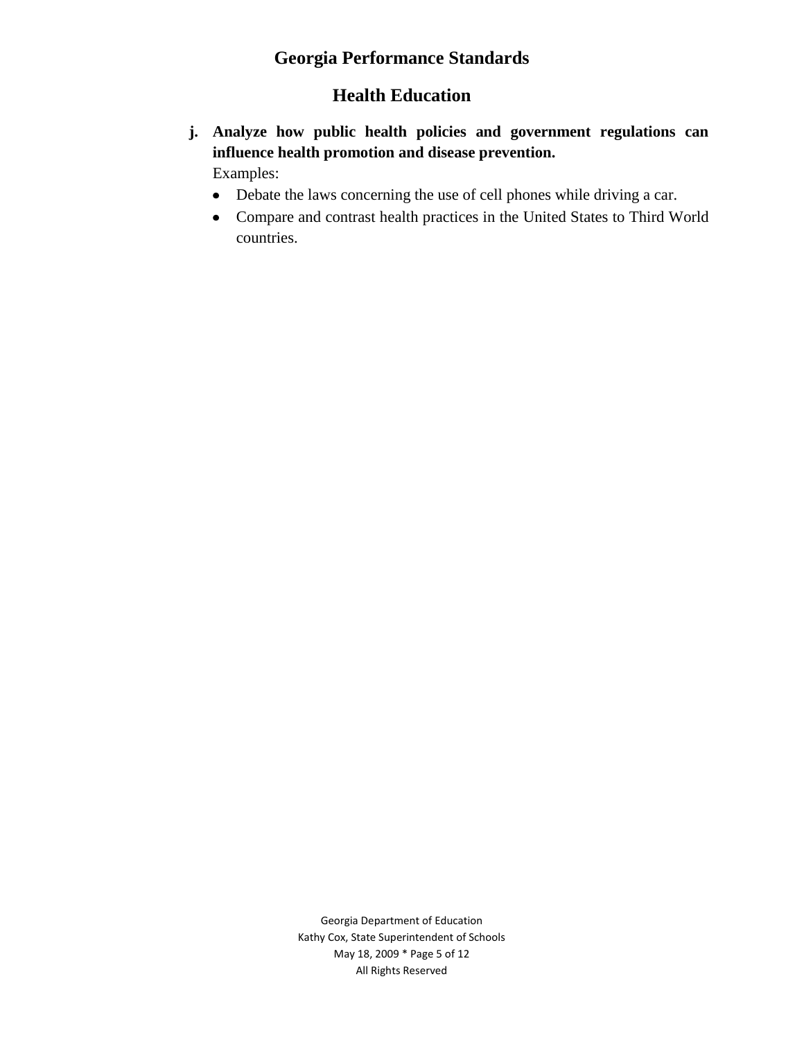j. **Analyze how public health policies and government regulations can influence health promotion and disease prevention.**

   Examples:

   - Debate the laws concerning the use of cell phones while driving a car.
   - Compare and contrast health practices in the United States to Third World countries.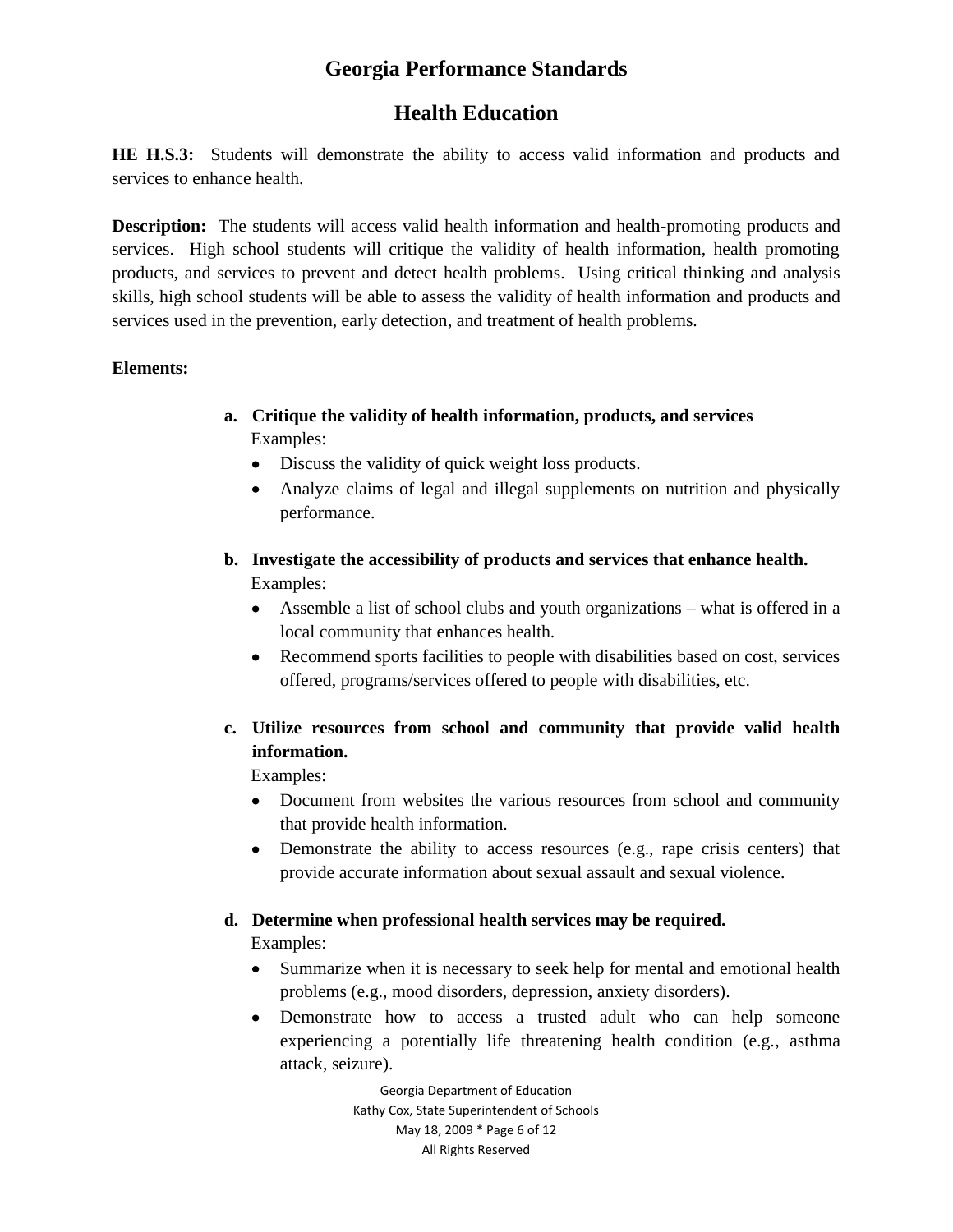# Georgia Performance Standards

## Health Education

**HE H.S.3:** Students will demonstrate the ability to access valid information and products and services to enhance health.

**Description:** The students will access valid health information and health-promoting products and services. High school students will critique the validity of health information, health promoting products, and services to prevent and detect health problems. Using critical thinking and analysis skills, high school students will be able to assess the validity of health information and products and services used in the prevention, early detection, and treatment of health problems.

**Elements:**

a. **Critique the validity of health information, products, and services**
   Examples:
   - Discuss the validity of quick weight loss products.
   - Analyze claims of legal and illegal supplements on nutrition and physically performance.

b. **Investigate the accessibility of products and services that enhance health.**
   Examples:
   - Assemble a list of school clubs and youth organizations – what is offered in a local community that enhances health.
   - Recommend sports facilities to people with disabilities based on cost, services offered, programs/services offered to people with disabilities, etc.

c. **Utilize resources from school and community that provide valid health information.**
   Examples:
   - Document from websites the various resources from school and community that provide health information.
   - Demonstrate the ability to access resources (e.g., rape crisis centers) that provide accurate information about sexual assault and sexual violence.

d. **Determine when professional health services may be required.**
   Examples:
   - Summarize when it is necessary to seek help for mental and emotional health problems (e.g., mood disorders, depression, anxiety disorders).
   - Demonstrate how to access a trusted adult who can help someone experiencing a potentially life threatening health condition (e.g., asthma attack, seizure).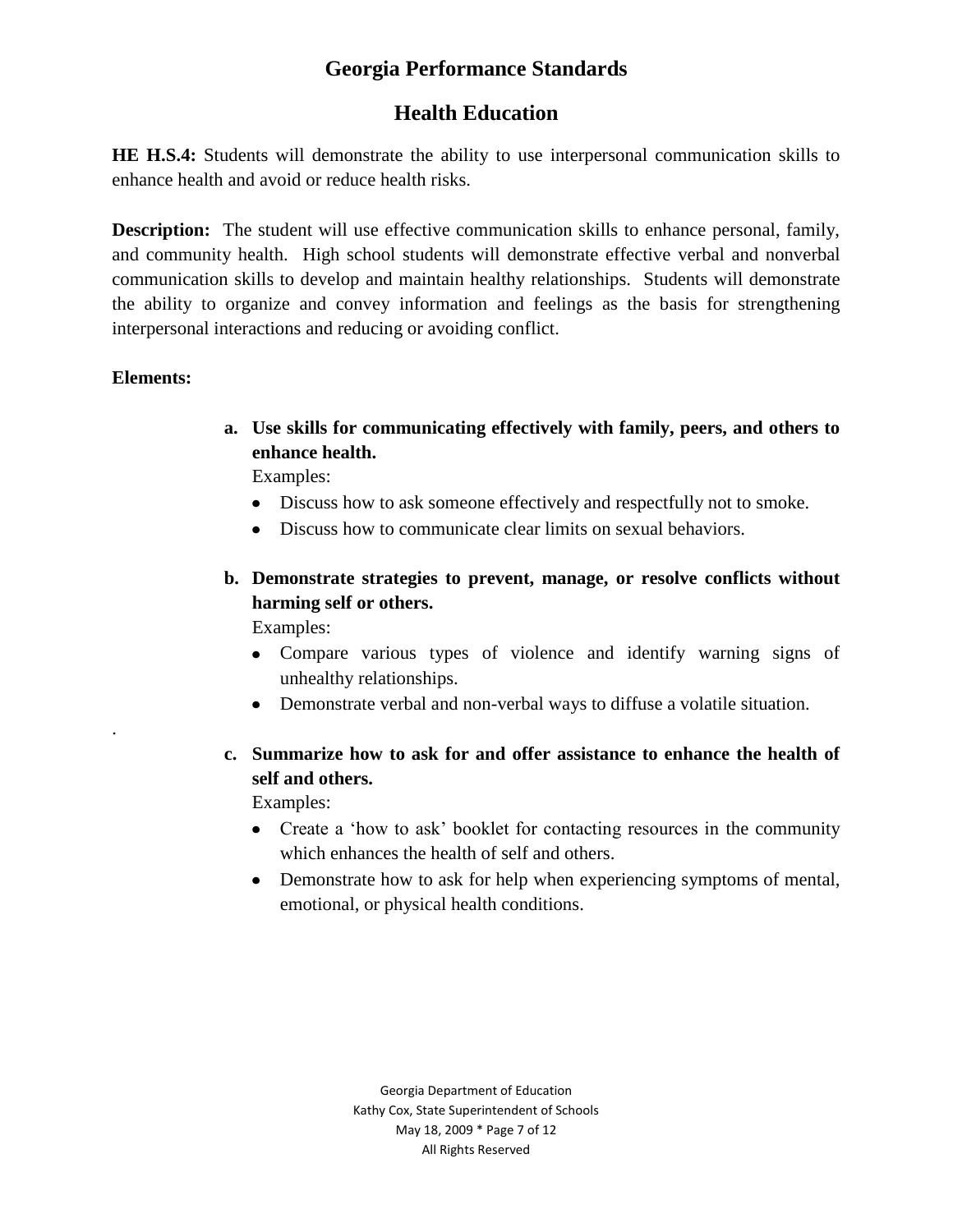# Georgia Performance Standards

## Health Education

**HE H.S.4:** Students will demonstrate the ability to use interpersonal communication skills to enhance health and avoid or reduce health risks.

**Description:** The student will use effective communication skills to enhance personal, family, and community health. High school students will demonstrate effective verbal and nonverbal communication skills to develop and maintain healthy relationships. Students will demonstrate the ability to organize and convey information and feelings as the basis for strengthening interpersonal interactions and reducing or avoiding conflict.

**Elements:**

**a. Use skills for communicating effectively with family, peers, and others to enhance health.**

Examples:

- Discuss how to ask someone effectively and respectfully not to smoke.
- Discuss how to communicate clear limits on sexual behaviors.

**b. Demonstrate strategies to prevent, manage, or resolve conflicts without harming self or others.**

Examples:

- Compare various types of violence and identify warning signs of unhealthy relationships.
- Demonstrate verbal and non-verbal ways to diffuse a volatile situation.

.

**c. Summarize how to ask for and offer assistance to enhance the health of self and others.**

Examples:

- Create a 'how to ask' booklet for contacting resources in the community which enhances the health of self and others.
- Demonstrate how to ask for help when experiencing symptoms of mental, emotional, or physical health conditions.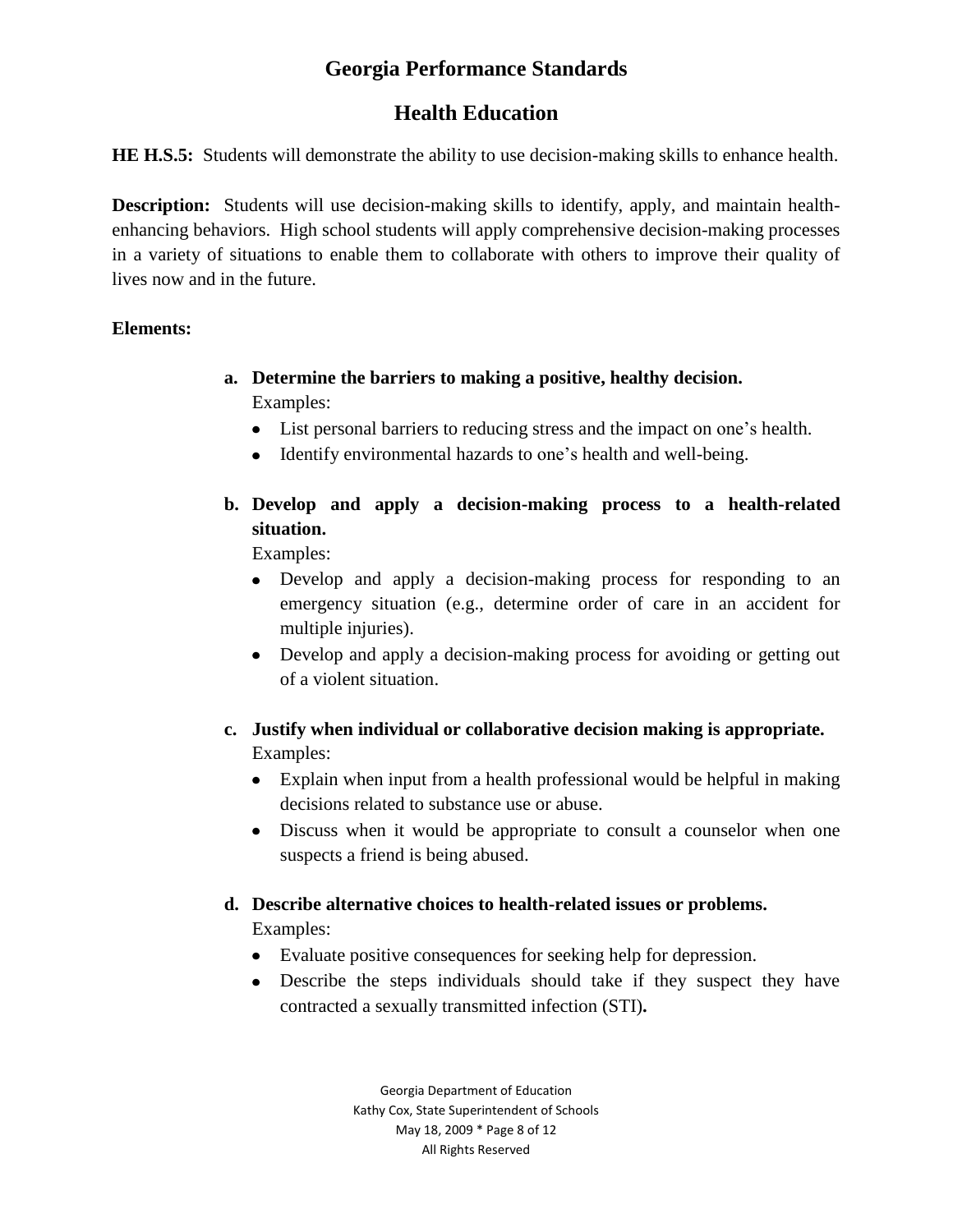# Georgia Performance Standards

## Health Education

**HE H.S.5:** Students will demonstrate the ability to use decision-making skills to enhance health.

**Description:** Students will use decision-making skills to identify, apply, and maintain health-enhancing behaviors. High school students will apply comprehensive decision-making processes in a variety of situations to enable them to collaborate with others to improve their quality of lives now and in the future.

**Elements:**

a. **Determine the barriers to making a positive, healthy decision.**
   Examples:
   - List personal barriers to reducing stress and the impact on one's health.
   - Identify environmental hazards to one's health and well-being.

b. **Develop and apply a decision-making process to a health-related situation.**
   Examples:
   - Develop and apply a decision-making process for responding to an emergency situation (e.g., determine order of care in an accident for multiple injuries).
   - Develop and apply a decision-making process for avoiding or getting out of a violent situation.

c. **Justify when individual or collaborative decision making is appropriate.**
   Examples:
   - Explain when input from a health professional would be helpful in making decisions related to substance use or abuse.
   - Discuss when it would be appropriate to consult a counselor when one suspects a friend is being abused.

d. **Describe alternative choices to health-related issues or problems.**
   Examples:
   - Evaluate positive consequences for seeking help for depression.
   - Describe the steps individuals should take if they suspect they have contracted a sexually transmitted infection (STI)**.**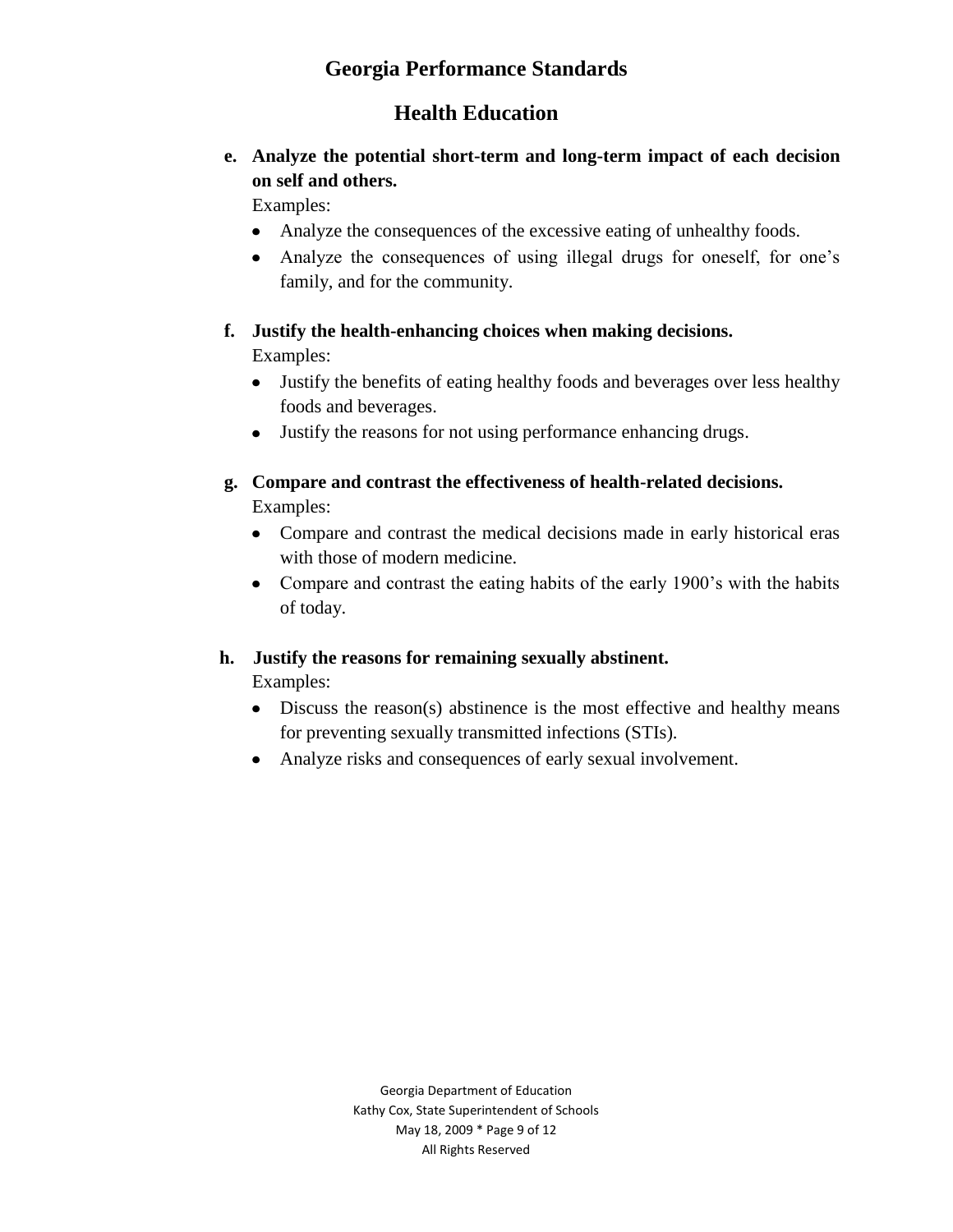**e. Analyze the potential short-term and long-term impact of each decision on self and others.**

Examples:

- Analyze the consequences of the excessive eating of unhealthy foods.
- Analyze the consequences of using illegal drugs for oneself, for one's family, and for the community.

**f. Justify the health-enhancing choices when making decisions.**

Examples:

- Justify the benefits of eating healthy foods and beverages over less healthy foods and beverages.
- Justify the reasons for not using performance enhancing drugs.

**g. Compare and contrast the effectiveness of health-related decisions.**

Examples:

- Compare and contrast the medical decisions made in early historical eras with those of modern medicine.
- Compare and contrast the eating habits of the early 1900's with the habits of today.

**h. Justify the reasons for remaining sexually abstinent.**

Examples:

- Discuss the reason(s) abstinence is the most effective and healthy means for preventing sexually transmitted infections (STIs).
- Analyze risks and consequences of early sexual involvement.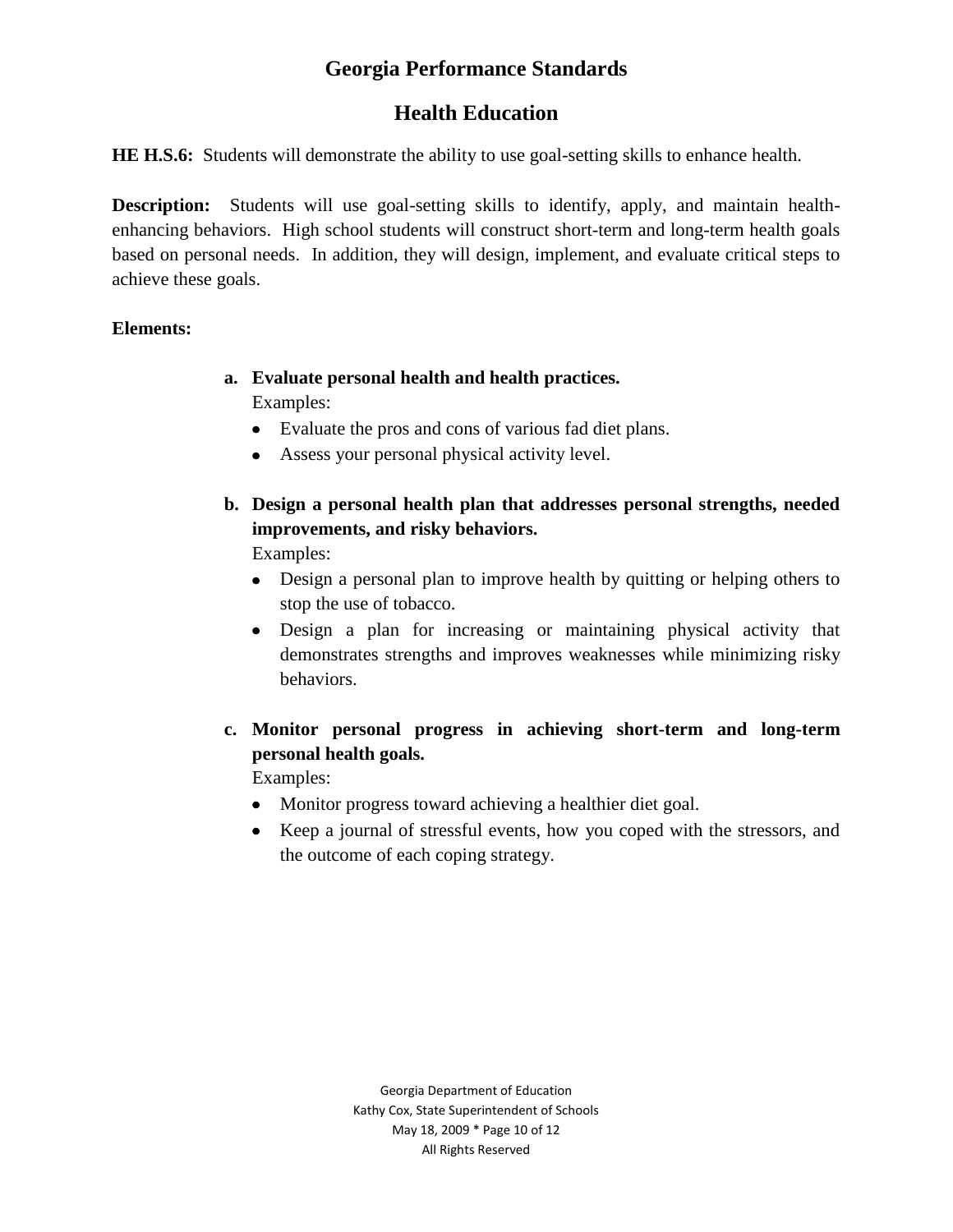# Georgia Performance Standards

## Health Education

**HE H.S.6:** Students will demonstrate the ability to use goal-setting skills to enhance health.

**Description:** Students will use goal-setting skills to identify, apply, and maintain health-enhancing behaviors. High school students will construct short-term and long-term health goals based on personal needs. In addition, they will design, implement, and evaluate critical steps to achieve these goals.

**Elements:**

**a. Evaluate personal health and health practices.**

Examples:

- Evaluate the pros and cons of various fad diet plans.
- Assess your personal physical activity level.

**b. Design a personal health plan that addresses personal strengths, needed improvements, and risky behaviors.**

Examples:

- Design a personal plan to improve health by quitting or helping others to stop the use of tobacco.
- Design a plan for increasing or maintaining physical activity that demonstrates strengths and improves weaknesses while minimizing risky behaviors.

**c. Monitor personal progress in achieving short-term and long-term personal health goals.**

Examples:

- Monitor progress toward achieving a healthier diet goal.
- Keep a journal of stressful events, how you coped with the stressors, and the outcome of each coping strategy.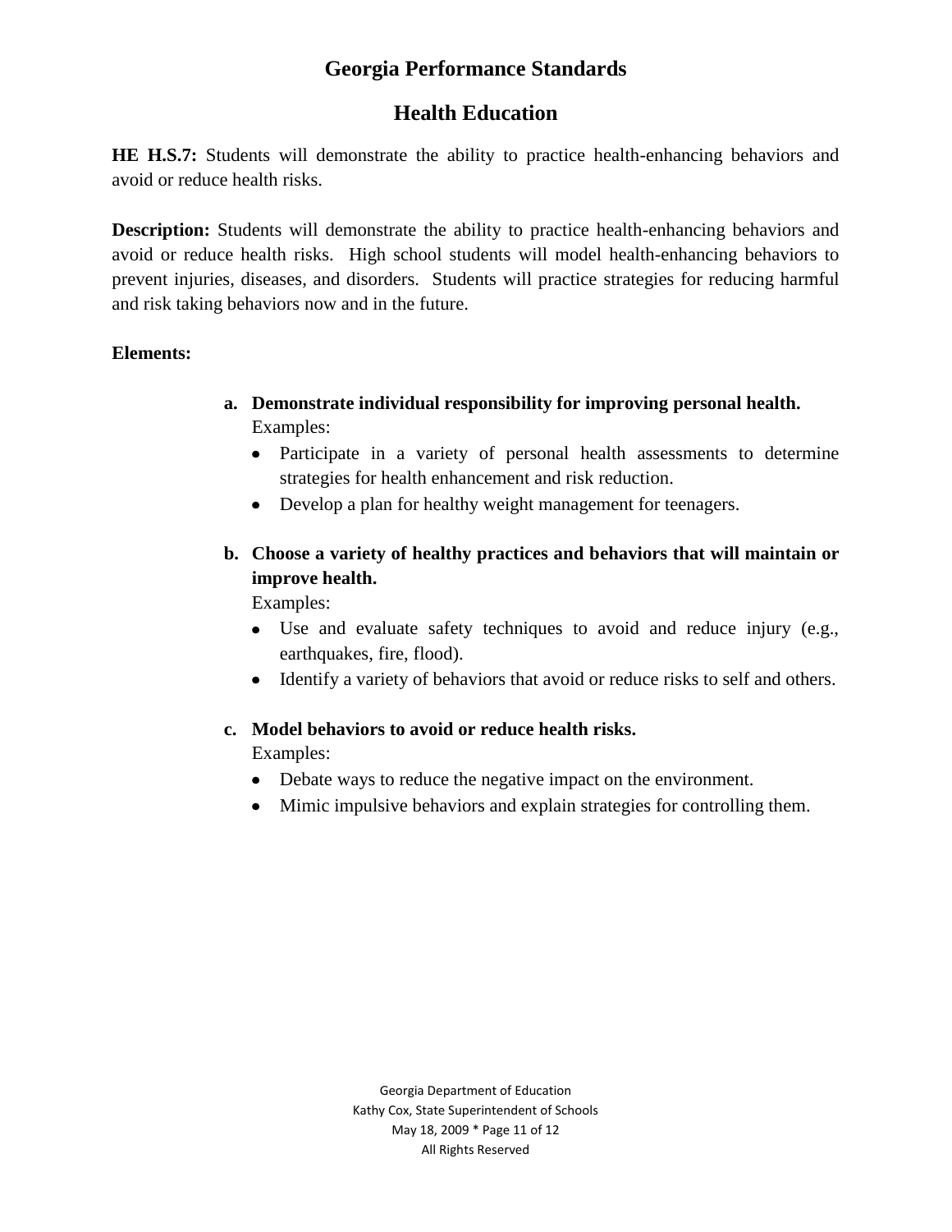# Georgia Performance Standards

## Health Education

**HE H.S.7:** Students will demonstrate the ability to practice health-enhancing behaviors and avoid or reduce health risks.

**Description:** Students will demonstrate the ability to practice health-enhancing behaviors and avoid or reduce health risks. High school students will model health-enhancing behaviors to prevent injuries, diseases, and disorders. Students will practice strategies for reducing harmful and risk taking behaviors now and in the future.

**Elements:**

a. **Demonstrate individual responsibility for improving personal health.**
   Examples:
   - Participate in a variety of personal health assessments to determine strategies for health enhancement and risk reduction.
   - Develop a plan for healthy weight management for teenagers.

b. **Choose a variety of healthy practices and behaviors that will maintain or improve health.**
   Examples:
   - Use and evaluate safety techniques to avoid and reduce injury (e.g., earthquakes, fire, flood).
   - Identify a variety of behaviors that avoid or reduce risks to self and others.

c. **Model behaviors to avoid or reduce health risks.**
   Examples:
   - Debate ways to reduce the negative impact on the environment.
   - Mimic impulsive behaviors and explain strategies for controlling them.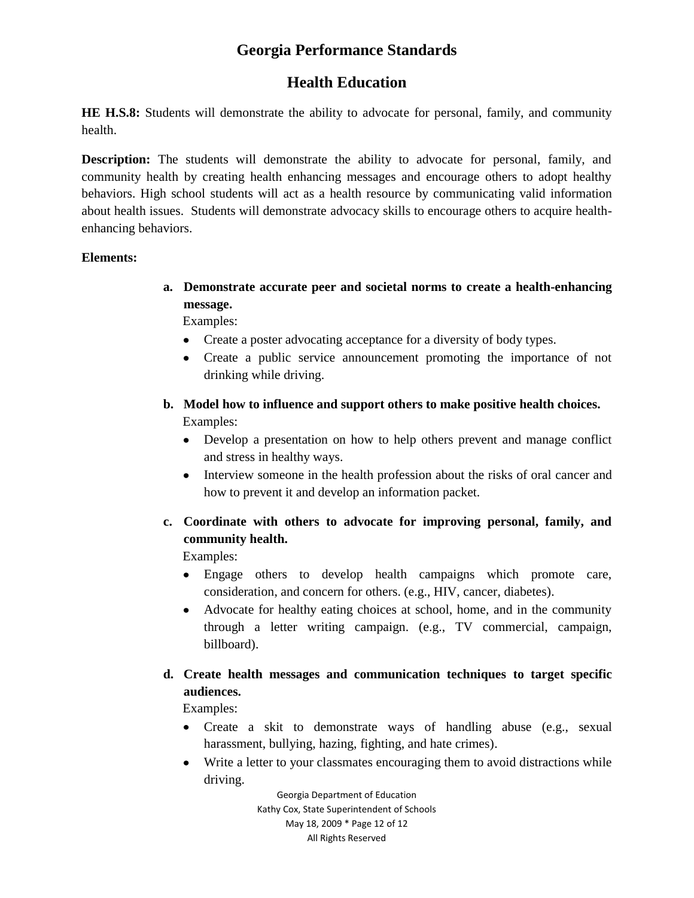# Georgia Performance Standards

## Health Education

**HE H.S.8:** Students will demonstrate the ability to advocate for personal, family, and community health.

**Description:** The students will demonstrate the ability to advocate for personal, family, and community health by creating health enhancing messages and encourage others to adopt healthy behaviors. High school students will act as a health resource by communicating valid information about health issues. Students will demonstrate advocacy skills to encourage others to acquire health-enhancing behaviors.

**Elements:**

a. **Demonstrate accurate peer and societal norms to create a health-enhancing message.**
   Examples:
   - Create a poster advocating acceptance for a diversity of body types.
   - Create a public service announcement promoting the importance of not drinking while driving.

b. **Model how to influence and support others to make positive health choices.**
   Examples:
   - Develop a presentation on how to help others prevent and manage conflict and stress in healthy ways.
   - Interview someone in the health profession about the risks of oral cancer and how to prevent it and develop an information packet.

c. **Coordinate with others to advocate for improving personal, family, and community health.**
   Examples:
   - Engage others to develop health campaigns which promote care, consideration, and concern for others. (e.g., HIV, cancer, diabetes).
   - Advocate for healthy eating choices at school, home, and in the community through a letter writing campaign. (e.g., TV commercial, campaign, billboard).

d. **Create health messages and communication techniques to target specific audiences.**
   Examples:
   - Create a skit to demonstrate ways of handling abuse (e.g., sexual harassment, bullying, hazing, fighting, and hate crimes).
   - Write a letter to your classmates encouraging them to avoid distractions while driving.